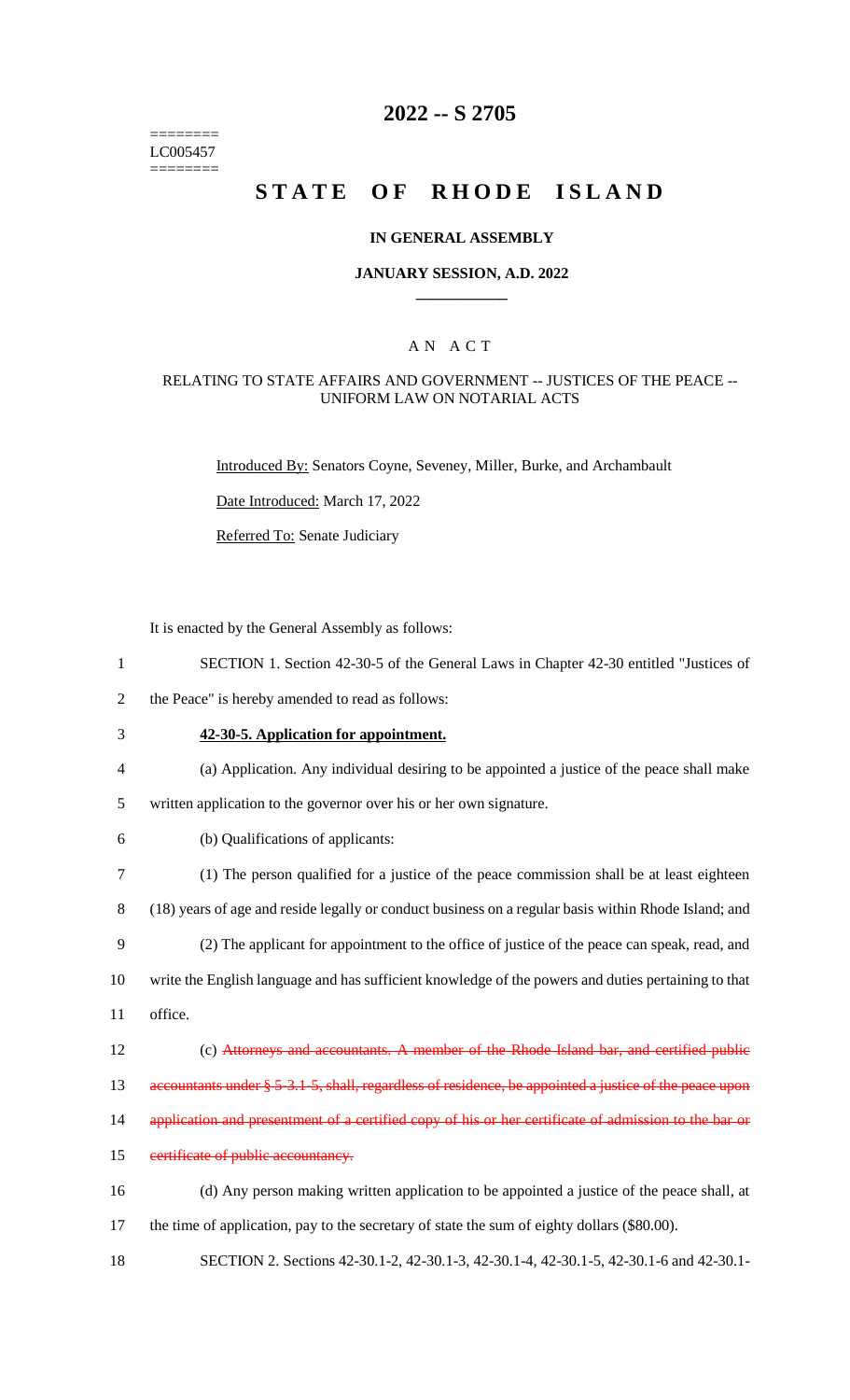======== LC005457 ========

# 2022 -- S 2705

# STATE OF RHODE ISLAND

## IN GENERAL ASSEMBLY

### JANUARY SESSION, A.D. 2022

## AN ACT

### RELATING TO STATE AFFAIRS AND GOVERNMENT -- JUSTICES OF THE PEACE -- UNIFORM LAW ON NOTARIAL ACTS

Introduced By: Senators Coyne, Seveney, Miller, Burke, and Archambault

Date Introduced: March 17, 2022

Referred To: Senate Judiciary

It is enacted by the General Assembly as follows:

1 SECTION 1. Section 42-30-5 of the General Laws in Chapter 42-30 entitled "Justices of
2 the Peace" is hereby amended to read as follows:

3 **42-30-5. Application for appointment.**

4 (a) Application. Any individual desiring to be appointed a justice of the peace shall make
5 written application to the governor over his or her own signature.

6 (b) Qualifications of applicants:

7 (1) The person qualified for a justice of the peace commission shall be at least eighteen
8 (18) years of age and reside legally or conduct business on a regular basis within Rhode Island; and

9 (2) The applicant for appointment to the office of justice of the peace can speak, read, and
10 write the English language and has sufficient knowledge of the powers and duties pertaining to that
11 office.

12 (c) ~~Attorneys and accountants. A member of the Rhode Island bar, and certified public~~
13 ~~accountants under § 5-3.1-5, shall, regardless of residence, be appointed a justice of the peace upon~~
14 ~~application and presentment of a certified copy of his or her certificate of admission to the bar or~~
15 ~~certificate of public accountancy.~~

16 (d) Any person making written application to be appointed a justice of the peace shall, at
17 the time of application, pay to the secretary of state the sum of eighty dollars ($80.00).

18 SECTION 2. Sections 42-30.1-2, 42-30.1-3, 42-30.1-4, 42-30.1-5, 42-30.1-6 and 42-30.1-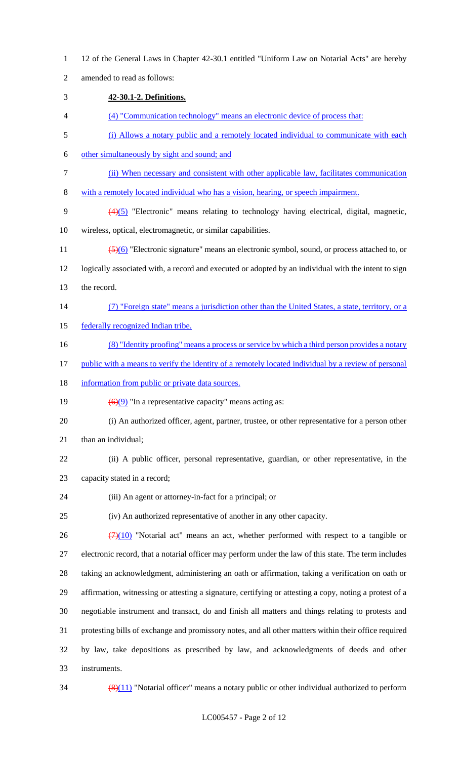12 of the General Laws in Chapter 42-30.1 entitled "Uniform Law on Notarial Acts" are hereby amended to read as follows:

**42-30.1-2. Definitions.**

(4) "Communication technology" means an electronic device of process that:

(i) Allows a notary public and a remotely located individual to communicate with each other simultaneously by sight and sound; and

(ii) When necessary and consistent with other applicable law, facilitates communication with a remotely located individual who has a vision, hearing, or speech impairment.

~~(4)~~(5) "Electronic" means relating to technology having electrical, digital, magnetic, wireless, optical, electromagnetic, or similar capabilities.

~~(5)~~(6) "Electronic signature" means an electronic symbol, sound, or process attached to, or logically associated with, a record and executed or adopted by an individual with the intent to sign the record.

(7) "Foreign state" means a jurisdiction other than the United States, a state, territory, or a federally recognized Indian tribe.

(8) "Identity proofing" means a process or service by which a third person provides a notary public with a means to verify the identity of a remotely located individual by a review of personal information from public or private data sources.

~~(6)~~(9) "In a representative capacity" means acting as:

(i) An authorized officer, agent, partner, trustee, or other representative for a person other than an individual;

(ii) A public officer, personal representative, guardian, or other representative, in the capacity stated in a record;

(iii) An agent or attorney-in-fact for a principal; or

(iv) An authorized representative of another in any other capacity.

~~(7)~~(10) "Notarial act" means an act, whether performed with respect to a tangible or electronic record, that a notarial officer may perform under the law of this state. The term includes taking an acknowledgment, administering an oath or affirmation, taking a verification on oath or affirmation, witnessing or attesting a signature, certifying or attesting a copy, noting a protest of a negotiable instrument and transact, do and finish all matters and things relating to protests and protesting bills of exchange and promissory notes, and all other matters within their office required by law, take depositions as prescribed by law, and acknowledgments of deeds and other instruments.

~~(8)~~(11) "Notarial officer" means a notary public or other individual authorized to perform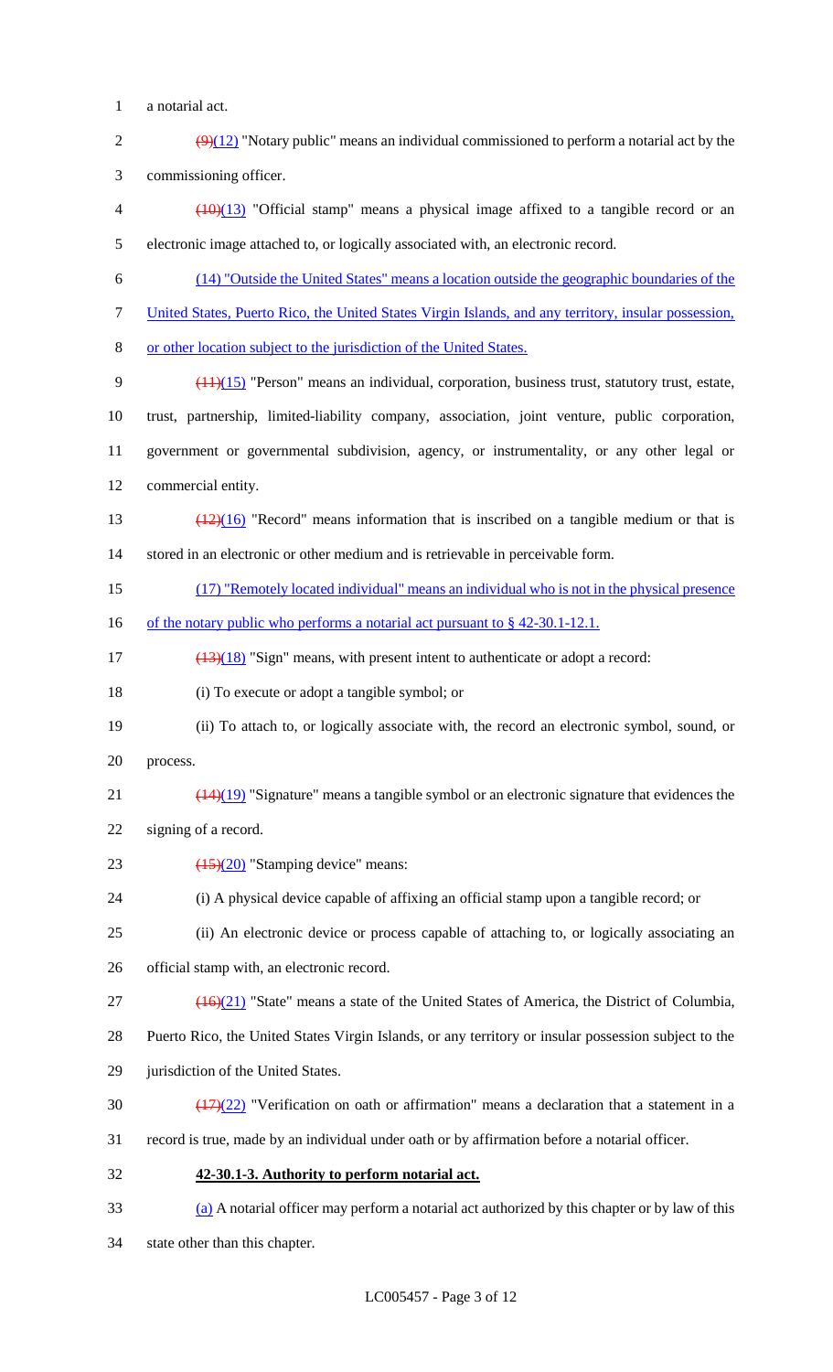a notarial act.

~~(9)~~(12) "Notary public" means an individual commissioned to perform a notarial act by the commissioning officer.

~~(10)~~(13) "Official stamp" means a physical image affixed to a tangible record or an electronic image attached to, or logically associated with, an electronic record.

(14) "Outside the United States" means a location outside the geographic boundaries of the United States, Puerto Rico, the United States Virgin Islands, and any territory, insular possession, or other location subject to the jurisdiction of the United States.

~~(11)~~(15) "Person" means an individual, corporation, business trust, statutory trust, estate, trust, partnership, limited-liability company, association, joint venture, public corporation, government or governmental subdivision, agency, or instrumentality, or any other legal or commercial entity.

~~(12)~~(16) "Record" means information that is inscribed on a tangible medium or that is stored in an electronic or other medium and is retrievable in perceivable form.

(17) "Remotely located individual" means an individual who is not in the physical presence of the notary public who performs a notarial act pursuant to § 42-30.1-12.1.

~~(13)~~(18) "Sign" means, with present intent to authenticate or adopt a record:

(i) To execute or adopt a tangible symbol; or

(ii) To attach to, or logically associate with, the record an electronic symbol, sound, or process.

~~(14)~~(19) "Signature" means a tangible symbol or an electronic signature that evidences the signing of a record.

~~(15)~~(20) "Stamping device" means:

(i) A physical device capable of affixing an official stamp upon a tangible record; or

(ii) An electronic device or process capable of attaching to, or logically associating an official stamp with, an electronic record.

~~(16)~~(21) "State" means a state of the United States of America, the District of Columbia, Puerto Rico, the United States Virgin Islands, or any territory or insular possession subject to the jurisdiction of the United States.

~~(17)~~(22) "Verification on oath or affirmation" means a declaration that a statement in a record is true, made by an individual under oath or by affirmation before a notarial officer.

**42-30.1-3. Authority to perform notarial act.**

(a) A notarial officer may perform a notarial act authorized by this chapter or by law of this state other than this chapter.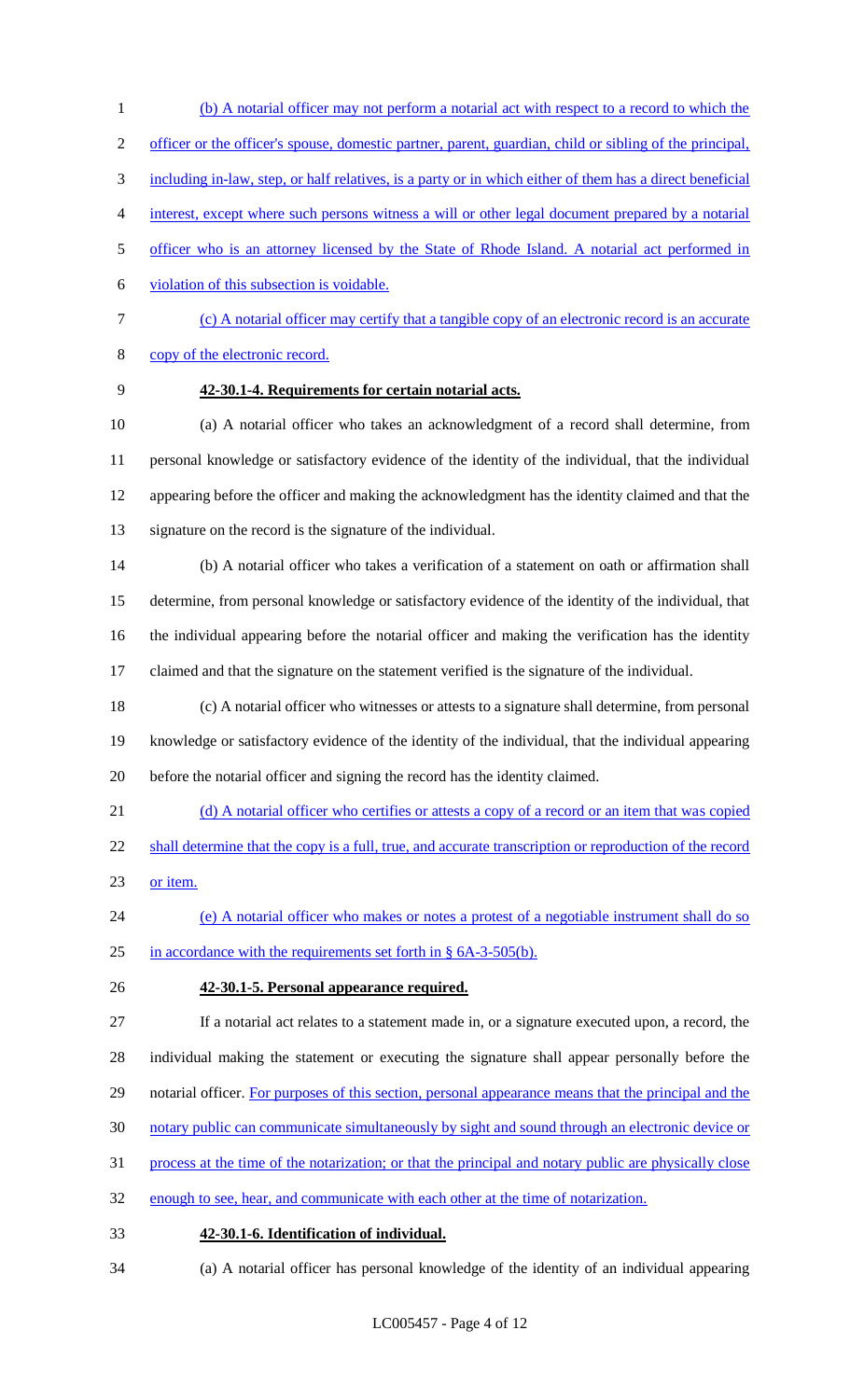(b) A notarial officer may not perform a notarial act with respect to a record to which the officer or the officer's spouse, domestic partner, parent, guardian, child or sibling of the principal, including in-law, step, or half relatives, is a party or in which either of them has a direct beneficial interest, except where such persons witness a will or other legal document prepared by a notarial officer who is an attorney licensed by the State of Rhode Island. A notarial act performed in violation of this subsection is voidable.

(c) A notarial officer may certify that a tangible copy of an electronic record is an accurate copy of the electronic record.

**42-30.1-4. Requirements for certain notarial acts.**

(a) A notarial officer who takes an acknowledgment of a record shall determine, from personal knowledge or satisfactory evidence of the identity of the individual, that the individual appearing before the officer and making the acknowledgment has the identity claimed and that the signature on the record is the signature of the individual.

(b) A notarial officer who takes a verification of a statement on oath or affirmation shall determine, from personal knowledge or satisfactory evidence of the identity of the individual, that the individual appearing before the notarial officer and making the verification has the identity claimed and that the signature on the statement verified is the signature of the individual.

(c) A notarial officer who witnesses or attests to a signature shall determine, from personal knowledge or satisfactory evidence of the identity of the individual, that the individual appearing before the notarial officer and signing the record has the identity claimed.

(d) A notarial officer who certifies or attests a copy of a record or an item that was copied shall determine that the copy is a full, true, and accurate transcription or reproduction of the record or item.

(e) A notarial officer who makes or notes a protest of a negotiable instrument shall do so in accordance with the requirements set forth in § 6A-3-505(b).

**42-30.1-5. Personal appearance required.**

If a notarial act relates to a statement made in, or a signature executed upon, a record, the individual making the statement or executing the signature shall appear personally before the notarial officer. For purposes of this section, personal appearance means that the principal and the notary public can communicate simultaneously by sight and sound through an electronic device or process at the time of the notarization; or that the principal and notary public are physically close enough to see, hear, and communicate with each other at the time of notarization.

**42-30.1-6. Identification of individual.**

(a) A notarial officer has personal knowledge of the identity of an individual appearing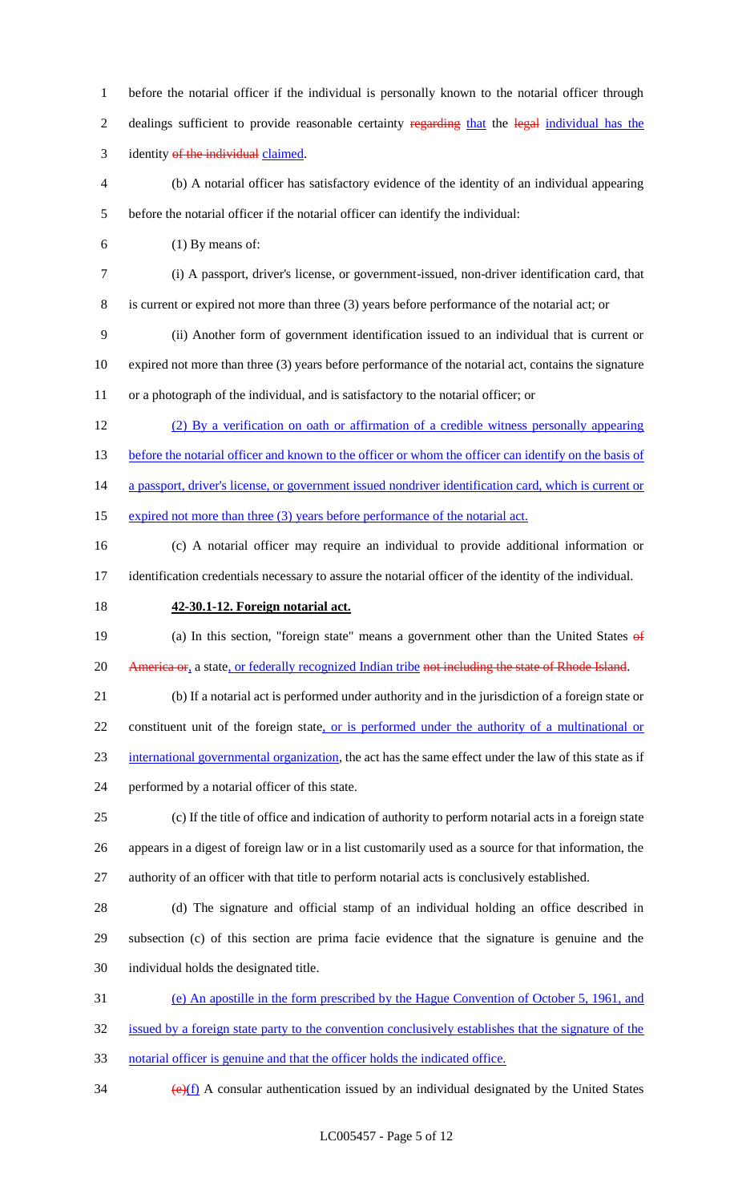before the notarial officer if the individual is personally known to the notarial officer through dealings sufficient to provide reasonable certainty ~~regarding~~ that the ~~legal~~ individual has the identity ~~of the individual~~ claimed.

(b) A notarial officer has satisfactory evidence of the identity of an individual appearing before the notarial officer if the notarial officer can identify the individual:

(1) By means of:

(i) A passport, driver's license, or government-issued, non-driver identification card, that is current or expired not more than three (3) years before performance of the notarial act; or

(ii) Another form of government identification issued to an individual that is current or expired not more than three (3) years before performance of the notarial act, contains the signature or a photograph of the individual, and is satisfactory to the notarial officer; or

(2) By a verification on oath or affirmation of a credible witness personally appearing before the notarial officer and known to the officer or whom the officer can identify on the basis of a passport, driver's license, or government issued nondriver identification card, which is current or expired not more than three (3) years before performance of the notarial act.

(c) A notarial officer may require an individual to provide additional information or identification credentials necessary to assure the notarial officer of the identity of the individual.

**42-30.1-12. Foreign notarial act.**

(a) In this section, "foreign state" means a government other than the United States ~~of America or~~, a state, or federally recognized Indian tribe ~~not including the state of Rhode Island~~.

(b) If a notarial act is performed under authority and in the jurisdiction of a foreign state or constituent unit of the foreign state, or is performed under the authority of a multinational or international governmental organization, the act has the same effect under the law of this state as if performed by a notarial officer of this state.

(c) If the title of office and indication of authority to perform notarial acts in a foreign state appears in a digest of foreign law or in a list customarily used as a source for that information, the authority of an officer with that title to perform notarial acts is conclusively established.

(d) The signature and official stamp of an individual holding an office described in subsection (c) of this section are prima facie evidence that the signature is genuine and the individual holds the designated title.

(e) An apostille in the form prescribed by the Hague Convention of October 5, 1961, and issued by a foreign state party to the convention conclusively establishes that the signature of the notarial officer is genuine and that the officer holds the indicated office.

~~(e)~~(f) A consular authentication issued by an individual designated by the United States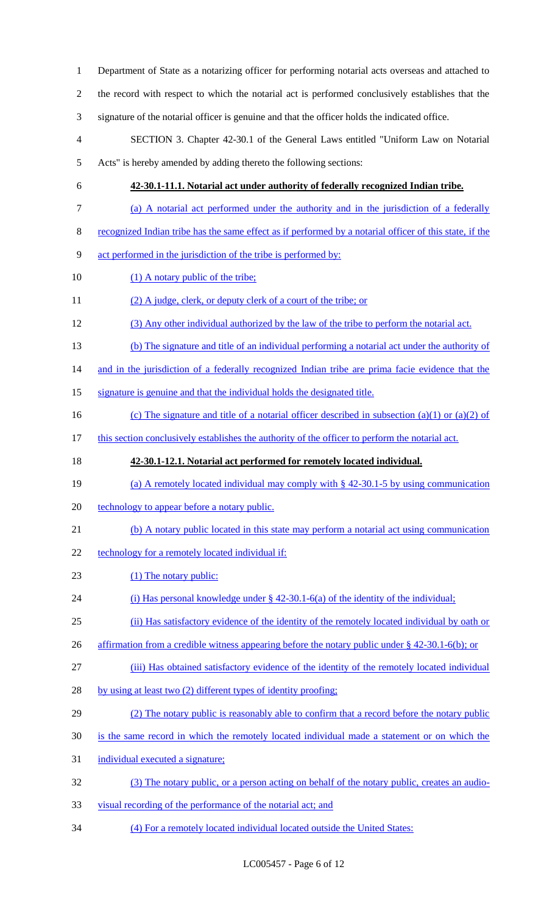Department of State as a notarizing officer for performing notarial acts overseas and attached to the record with respect to which the notarial act is performed conclusively establishes that the signature of the notarial officer is genuine and that the officer holds the indicated office.

SECTION 3. Chapter 42-30.1 of the General Laws entitled "Uniform Law on Notarial Acts" is hereby amended by adding thereto the following sections:

**42-30.1-11.1. Notarial act under authority of federally recognized Indian tribe.**

(a) A notarial act performed under the authority and in the jurisdiction of a federally recognized Indian tribe has the same effect as if performed by a notarial officer of this state, if the act performed in the jurisdiction of the tribe is performed by:

(1) A notary public of the tribe;

(2) A judge, clerk, or deputy clerk of a court of the tribe; or

(3) Any other individual authorized by the law of the tribe to perform the notarial act.

(b) The signature and title of an individual performing a notarial act under the authority of and in the jurisdiction of a federally recognized Indian tribe are prima facie evidence that the signature is genuine and that the individual holds the designated title.

(c) The signature and title of a notarial officer described in subsection (a)(1) or (a)(2) of this section conclusively establishes the authority of the officer to perform the notarial act.

**42-30.1-12.1. Notarial act performed for remotely located individual.**

(a) A remotely located individual may comply with § 42-30.1-5 by using communication technology to appear before a notary public.

(b) A notary public located in this state may perform a notarial act using communication technology for a remotely located individual if:

(1) The notary public:

(i) Has personal knowledge under § 42-30.1-6(a) of the identity of the individual;

(ii) Has satisfactory evidence of the identity of the remotely located individual by oath or affirmation from a credible witness appearing before the notary public under § 42-30.1-6(b); or

(iii) Has obtained satisfactory evidence of the identity of the remotely located individual by using at least two (2) different types of identity proofing;

(2) The notary public is reasonably able to confirm that a record before the notary public is the same record in which the remotely located individual made a statement or on which the individual executed a signature;

(3) The notary public, or a person acting on behalf of the notary public, creates an audio-visual recording of the performance of the notarial act; and

(4) For a remotely located individual located outside the United States: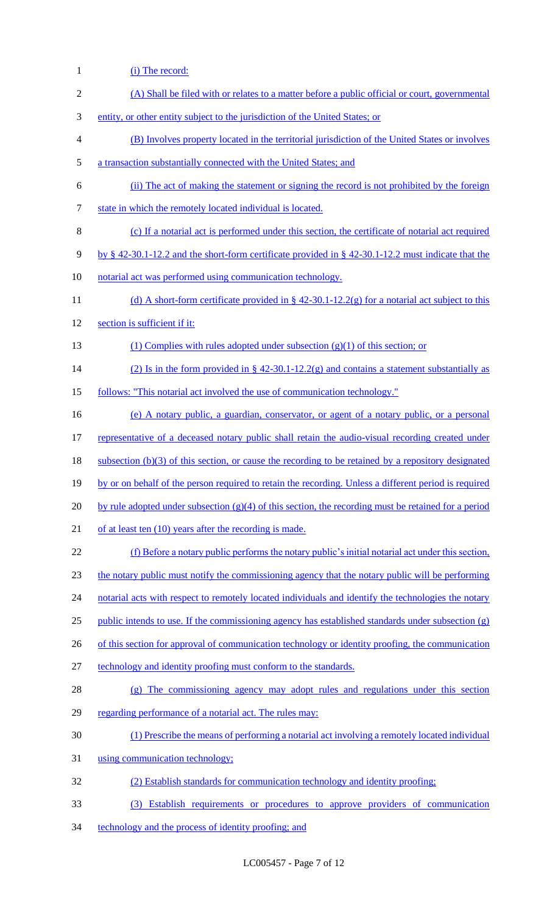(i) The record:

(A) Shall be filed with or relates to a matter before a public official or court, governmental entity, or other entity subject to the jurisdiction of the United States; or

(B) Involves property located in the territorial jurisdiction of the United States or involves a transaction substantially connected with the United States; and

(ii) The act of making the statement or signing the record is not prohibited by the foreign state in which the remotely located individual is located.

(c) If a notarial act is performed under this section, the certificate of notarial act required by § 42-30.1-12.2 and the short-form certificate provided in § 42-30.1-12.2 must indicate that the notarial act was performed using communication technology.

(d) A short-form certificate provided in § 42-30.1-12.2(g) for a notarial act subject to this section is sufficient if it:

(1) Complies with rules adopted under subsection (g)(1) of this section; or

(2) Is in the form provided in § 42-30.1-12.2(g) and contains a statement substantially as follows: "This notarial act involved the use of communication technology."

(e) A notary public, a guardian, conservator, or agent of a notary public, or a personal representative of a deceased notary public shall retain the audio-visual recording created under subsection (b)(3) of this section, or cause the recording to be retained by a repository designated by or on behalf of the person required to retain the recording. Unless a different period is required by rule adopted under subsection (g)(4) of this section, the recording must be retained for a period of at least ten (10) years after the recording is made.

(f) Before a notary public performs the notary public's initial notarial act under this section, the notary public must notify the commissioning agency that the notary public will be performing notarial acts with respect to remotely located individuals and identify the technologies the notary public intends to use. If the commissioning agency has established standards under subsection (g) of this section for approval of communication technology or identity proofing, the communication technology and identity proofing must conform to the standards.

(g) The commissioning agency may adopt rules and regulations under this section regarding performance of a notarial act. The rules may:

(1) Prescribe the means of performing a notarial act involving a remotely located individual using communication technology;

(2) Establish standards for communication technology and identity proofing;

(3) Establish requirements or procedures to approve providers of communication technology and the process of identity proofing; and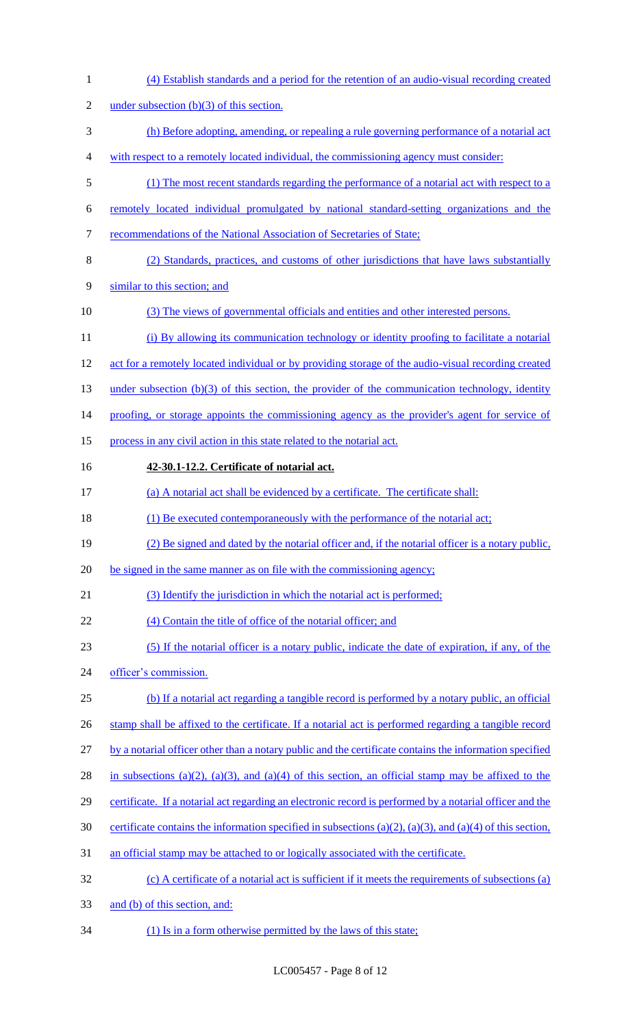(4) Establish standards and a period for the retention of an audio-visual recording created under subsection (b)(3) of this section.

(h) Before adopting, amending, or repealing a rule governing performance of a notarial act with respect to a remotely located individual, the commissioning agency must consider:

(1) The most recent standards regarding the performance of a notarial act with respect to a remotely located individual promulgated by national standard-setting organizations and the recommendations of the National Association of Secretaries of State;

(2) Standards, practices, and customs of other jurisdictions that have laws substantially similar to this section; and

(3) The views of governmental officials and entities and other interested persons.

(i) By allowing its communication technology or identity proofing to facilitate a notarial act for a remotely located individual or by providing storage of the audio-visual recording created under subsection (b)(3) of this section, the provider of the communication technology, identity proofing, or storage appoints the commissioning agency as the provider's agent for service of process in any civil action in this state related to the notarial act.

**42-30.1-12.2. Certificate of notarial act.**

(a) A notarial act shall be evidenced by a certificate. The certificate shall:

(1) Be executed contemporaneously with the performance of the notarial act;

(2) Be signed and dated by the notarial officer and, if the notarial officer is a notary public, be signed in the same manner as on file with the commissioning agency;

(3) Identify the jurisdiction in which the notarial act is performed;

(4) Contain the title of office of the notarial officer; and

(5) If the notarial officer is a notary public, indicate the date of expiration, if any, of the officer's commission.

(b) If a notarial act regarding a tangible record is performed by a notary public, an official stamp shall be affixed to the certificate. If a notarial act is performed regarding a tangible record by a notarial officer other than a notary public and the certificate contains the information specified in subsections (a)(2), (a)(3), and (a)(4) of this section, an official stamp may be affixed to the certificate. If a notarial act regarding an electronic record is performed by a notarial officer and the certificate contains the information specified in subsections (a)(2), (a)(3), and (a)(4) of this section, an official stamp may be attached to or logically associated with the certificate.

(c) A certificate of a notarial act is sufficient if it meets the requirements of subsections (a) and (b) of this section, and:

(1) Is in a form otherwise permitted by the laws of this state;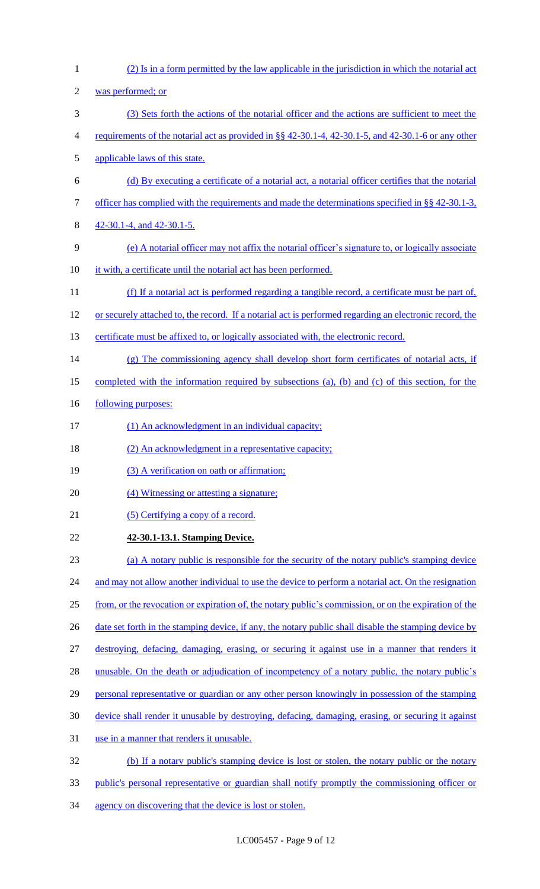(2) Is in a form permitted by the law applicable in the jurisdiction in which the notarial act was performed; or

(3) Sets forth the actions of the notarial officer and the actions are sufficient to meet the requirements of the notarial act as provided in §§ 42-30.1-4, 42-30.1-5, and 42-30.1-6 or any other applicable laws of this state.

(d) By executing a certificate of a notarial act, a notarial officer certifies that the notarial officer has complied with the requirements and made the determinations specified in §§ 42-30.1-3, 42-30.1-4, and 42-30.1-5.

(e) A notarial officer may not affix the notarial officer's signature to, or logically associate it with, a certificate until the notarial act has been performed.

(f) If a notarial act is performed regarding a tangible record, a certificate must be part of, or securely attached to, the record. If a notarial act is performed regarding an electronic record, the certificate must be affixed to, or logically associated with, the electronic record.

(g) The commissioning agency shall develop short form certificates of notarial acts, if completed with the information required by subsections (a), (b) and (c) of this section, for the following purposes:

(1) An acknowledgment in an individual capacity;

(2) An acknowledgment in a representative capacity;

(3) A verification on oath or affirmation;

(4) Witnessing or attesting a signature;

(5) Certifying a copy of a record.

**42-30.1-13.1. Stamping Device.**

(a) A notary public is responsible for the security of the notary public's stamping device and may not allow another individual to use the device to perform a notarial act. On the resignation from, or the revocation or expiration of, the notary public's commission, or on the expiration of the date set forth in the stamping device, if any, the notary public shall disable the stamping device by destroying, defacing, damaging, erasing, or securing it against use in a manner that renders it unusable. On the death or adjudication of incompetency of a notary public, the notary public's personal representative or guardian or any other person knowingly in possession of the stamping device shall render it unusable by destroying, defacing, damaging, erasing, or securing it against use in a manner that renders it unusable.

(b) If a notary public's stamping device is lost or stolen, the notary public or the notary public's personal representative or guardian shall notify promptly the commissioning officer or agency on discovering that the device is lost or stolen.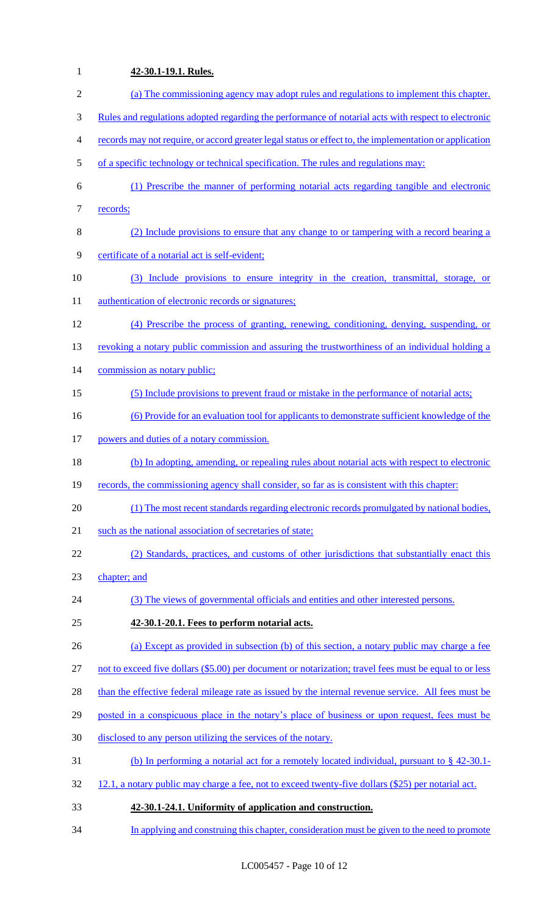**42-30.1-19.1. Rules.**

(a) The commissioning agency may adopt rules and regulations to implement this chapter. Rules and regulations adopted regarding the performance of notarial acts with respect to electronic records may not require, or accord greater legal status or effect to, the implementation or application of a specific technology or technical specification. The rules and regulations may:

(1) Prescribe the manner of performing notarial acts regarding tangible and electronic records;

(2) Include provisions to ensure that any change to or tampering with a record bearing a certificate of a notarial act is self-evident;

(3) Include provisions to ensure integrity in the creation, transmittal, storage, or authentication of electronic records or signatures;

(4) Prescribe the process of granting, renewing, conditioning, denying, suspending, or revoking a notary public commission and assuring the trustworthiness of an individual holding a commission as notary public;

(5) Include provisions to prevent fraud or mistake in the performance of notarial acts;

(6) Provide for an evaluation tool for applicants to demonstrate sufficient knowledge of the powers and duties of a notary commission.

(b) In adopting, amending, or repealing rules about notarial acts with respect to electronic records, the commissioning agency shall consider, so far as is consistent with this chapter:

(1) The most recent standards regarding electronic records promulgated by national bodies, such as the national association of secretaries of state;

(2) Standards, practices, and customs of other jurisdictions that substantially enact this chapter; and

(3) The views of governmental officials and entities and other interested persons.

**42-30.1-20.1. Fees to perform notarial acts.**

(a) Except as provided in subsection (b) of this section, a notary public may charge a fee not to exceed five dollars ($5.00) per document or notarization; travel fees must be equal to or less than the effective federal mileage rate as issued by the internal revenue service. All fees must be posted in a conspicuous place in the notary's place of business or upon request, fees must be disclosed to any person utilizing the services of the notary.

(b) In performing a notarial act for a remotely located individual, pursuant to § 42-30.1-12.1, a notary public may charge a fee, not to exceed twenty-five dollars ($25) per notarial act.

**42-30.1-24.1. Uniformity of application and construction.**

In applying and construing this chapter, consideration must be given to the need to promote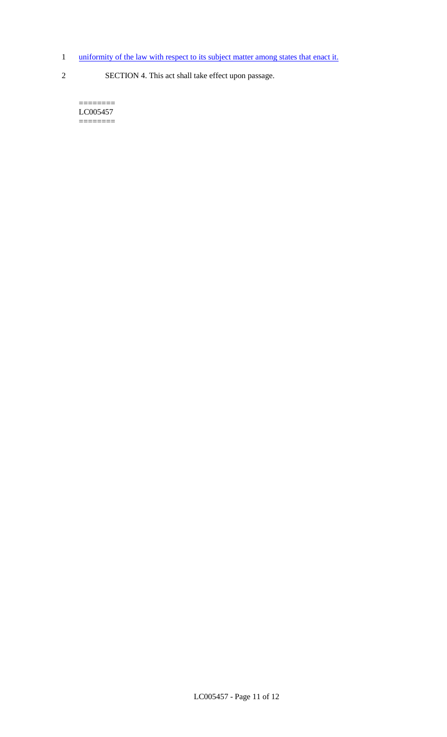1 uniformity of the law with respect to its subject matter among states that enact it.

2 SECTION 4. This act shall take effect upon passage.

========
LC005457
========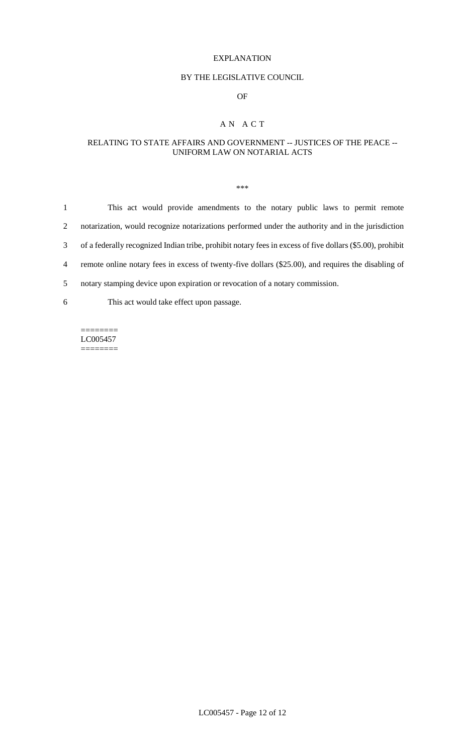EXPLANATION

BY THE LEGISLATIVE COUNCIL

OF

# A N A C T

RELATING TO STATE AFFAIRS AND GOVERNMENT -- JUSTICES OF THE PEACE -- UNIFORM LAW ON NOTARIAL ACTS

\*\*\*

This act would provide amendments to the notary public laws to permit remote notarization, would recognize notarizations performed under the authority and in the jurisdiction of a federally recognized Indian tribe, prohibit notary fees in excess of five dollars ($5.00), prohibit remote online notary fees in excess of twenty-five dollars ($25.00), and requires the disabling of notary stamping device upon expiration or revocation of a notary commission.

This act would take effect upon passage.

========
LC005457
========